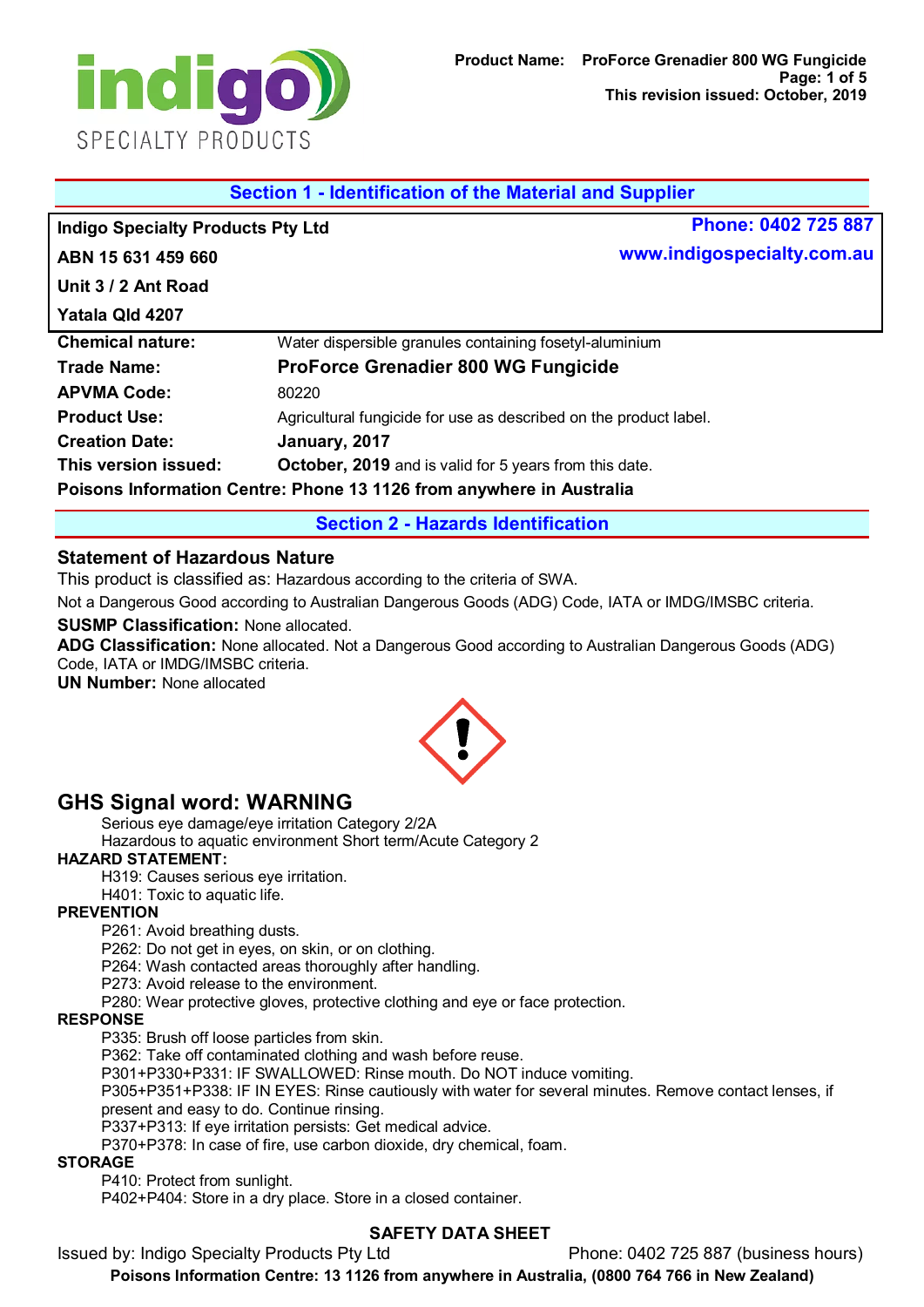## Section 1 - Identification of the Material and Supplier

**Indigo Specialty Products Pty Ltd**
**ABN 15 631 459 660**
**Unit 3 / 2 Ant Road**
**Yatala Qld 4207**

**Phone: 0402 725 887**
**www.indigospecialty.com.au**

| | |
|---|---|
| **Chemical nature:** | Water dispersible granules containing fosetyl-aluminium |
| **Trade Name:** | **ProForce Grenadier 800 WG Fungicide** |
| **APVMA Code:** | 80220 |
| **Product Use:** | Agricultural fungicide for use as described on the product label. |
| **Creation Date:** | **January, 2017** |
| **This version issued:** | **October, 2019** and is valid for 5 years from this date. |

**Poisons Information Centre: Phone 13 1126 from anywhere in Australia**

## Section 2 - Hazards Identification

### Statement of Hazardous Nature

This product is classified as: Hazardous according to the criteria of SWA.

Not a Dangerous Good according to Australian Dangerous Goods (ADG) Code, IATA or IMDG/IMSBC criteria.

**SUSMP Classification:** None allocated.

**ADG Classification:** None allocated. Not a Dangerous Good according to Australian Dangerous Goods (ADG) Code, IATA or IMDG/IMSBC criteria.

**UN Number:** None allocated

## GHS Signal word: WARNING

Serious eye damage/eye irritation Category 2/2A
Hazardous to aquatic environment Short term/Acute Category 2

**HAZARD STATEMENT:**

H319: Causes serious eye irritation.
H401: Toxic to aquatic life.

**PREVENTION**

P261: Avoid breathing dusts.
P262: Do not get in eyes, on skin, or on clothing.
P264: Wash contacted areas thoroughly after handling.
P273: Avoid release to the environment.
P280: Wear protective gloves, protective clothing and eye or face protection.

**RESPONSE**

P335: Brush off loose particles from skin.
P362: Take off contaminated clothing and wash before reuse.
P301+P330+P331: IF SWALLOWED: Rinse mouth. Do NOT induce vomiting.
P305+P351+P338: IF IN EYES: Rinse cautiously with water for several minutes. Remove contact lenses, if present and easy to do. Continue rinsing.
P337+P313: If eye irritation persists: Get medical advice.
P370+P378: In case of fire, use carbon dioxide, dry chemical, foam.

**STORAGE**

P410: Protect from sunlight.
P402+P404: Store in a dry place. Store in a closed container.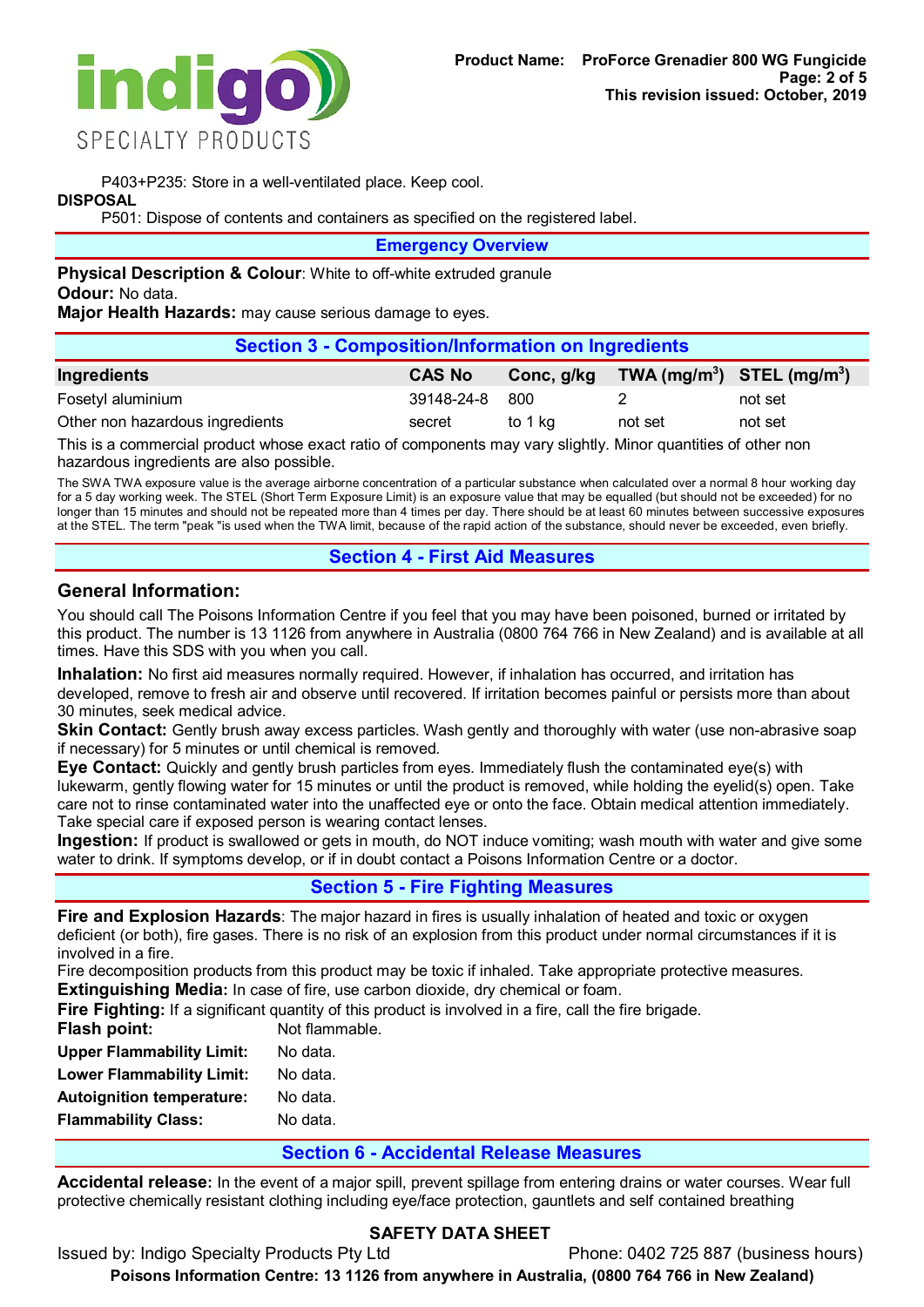P403+P235: Store in a well-ventilated place. Keep cool.

**DISPOSAL**

P501: Dispose of contents and containers as specified on the registered label.

## Emergency Overview

**Physical Description & Colour**: White to off-white extruded granule

**Odour:** No data.

**Major Health Hazards:** may cause serious damage to eyes.

## Section 3 - Composition/Information on Ingredients

| Ingredients | CAS No | Conc, g/kg | TWA (mg/m$^3$) | STEL (mg/m$^3$) |
|---|---|---|---|---|
| Fosetyl aluminium | 39148-24-8 | 800 | 2 | not set |
| Other non hazardous ingredients | secret | to 1 kg | not set | not set |

This is a commercial product whose exact ratio of components may vary slightly. Minor quantities of other non hazardous ingredients are also possible.

The SWA TWA exposure value is the average airborne concentration of a particular substance when calculated over a normal 8 hour working day for a 5 day working week. The STEL (Short Term Exposure Limit) is an exposure value that may be equalled (but should not be exceeded) for no longer than 15 minutes and should not be repeated more than 4 times per day. There should be at least 60 minutes between successive exposures at the STEL. The term "peak "is used when the TWA limit, because of the rapid action of the substance, should never be exceeded, even briefly.

## Section 4 - First Aid Measures

### General Information:

You should call The Poisons Information Centre if you feel that you may have been poisoned, burned or irritated by this product. The number is 13 1126 from anywhere in Australia (0800 764 766 in New Zealand) and is available at all times. Have this SDS with you when you call.

**Inhalation:** No first aid measures normally required. However, if inhalation has occurred, and irritation has developed, remove to fresh air and observe until recovered. If irritation becomes painful or persists more than about 30 minutes, seek medical advice.

**Skin Contact:** Gently brush away excess particles. Wash gently and thoroughly with water (use non-abrasive soap if necessary) for 5 minutes or until chemical is removed.

**Eye Contact:** Quickly and gently brush particles from eyes. Immediately flush the contaminated eye(s) with lukewarm, gently flowing water for 15 minutes or until the product is removed, while holding the eyelid(s) open. Take care not to rinse contaminated water into the unaffected eye or onto the face. Obtain medical attention immediately. Take special care if exposed person is wearing contact lenses.

**Ingestion:** If product is swallowed or gets in mouth, do NOT induce vomiting; wash mouth with water and give some water to drink. If symptoms develop, or if in doubt contact a Poisons Information Centre or a doctor.

## Section 5 - Fire Fighting Measures

**Fire and Explosion Hazards**: The major hazard in fires is usually inhalation of heated and toxic or oxygen deficient (or both), fire gases. There is no risk of an explosion from this product under normal circumstances if it is involved in a fire.

Fire decomposition products from this product may be toxic if inhaled. Take appropriate protective measures.

**Extinguishing Media:** In case of fire, use carbon dioxide, dry chemical or foam.

**Fire Fighting:** If a significant quantity of this product is involved in a fire, call the fire brigade.

**Flash point:** Not flammable.

**Upper Flammability Limit:** No data.

**Lower Flammability Limit:** No data.

**Autoignition temperature:** No data.

**Flammability Class:** No data.

## Section 6 - Accidental Release Measures

**Accidental release:** In the event of a major spill, prevent spillage from entering drains or water courses. Wear full protective chemically resistant clothing including eye/face protection, gauntlets and self contained breathing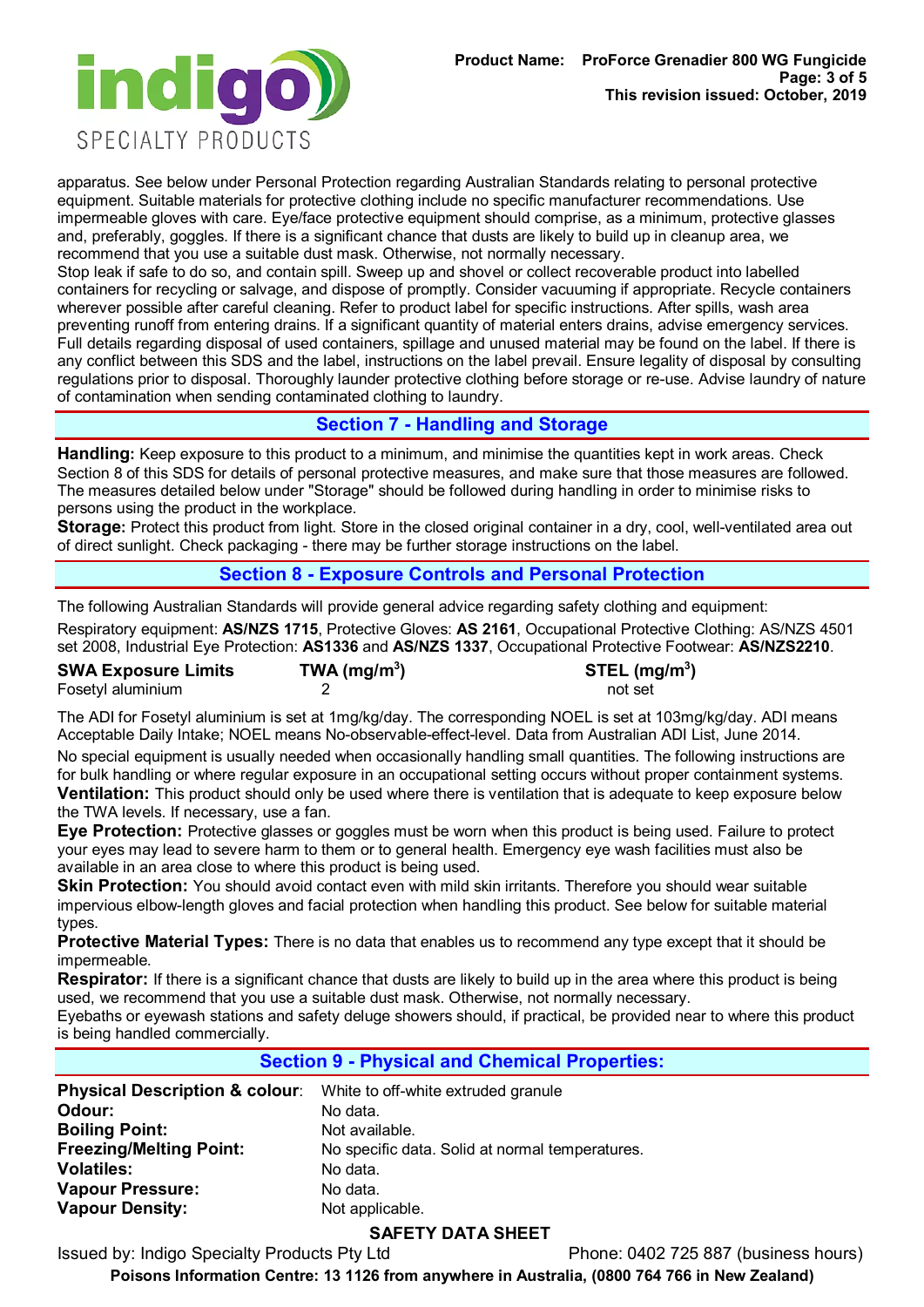apparatus. See below under Personal Protection regarding Australian Standards relating to personal protective equipment. Suitable materials for protective clothing include no specific manufacturer recommendations. Use impermeable gloves with care. Eye/face protective equipment should comprise, as a minimum, protective glasses and, preferably, goggles. If there is a significant chance that dusts are likely to build up in cleanup area, we recommend that you use a suitable dust mask. Otherwise, not normally necessary.
Stop leak if safe to do so, and contain spill. Sweep up and shovel or collect recoverable product into labelled containers for recycling or salvage, and dispose of promptly. Consider vacuuming if appropriate. Recycle containers wherever possible after careful cleaning. Refer to product label for specific instructions. After spills, wash area preventing runoff from entering drains. If a significant quantity of material enters drains, advise emergency services. Full details regarding disposal of used containers, spillage and unused material may be found on the label. If there is any conflict between this SDS and the label, instructions on the label prevail. Ensure legality of disposal by consulting regulations prior to disposal. Thoroughly launder protective clothing before storage or re-use. Advise laundry of nature of contamination when sending contaminated clothing to laundry.

## Section 7 - Handling and Storage

**Handling:** Keep exposure to this product to a minimum, and minimise the quantities kept in work areas. Check Section 8 of this SDS for details of personal protective measures, and make sure that those measures are followed. The measures detailed below under "Storage" should be followed during handling in order to minimise risks to persons using the product in the workplace.
**Storage:** Protect this product from light. Store in the closed original container in a dry, cool, well-ventilated area out of direct sunlight. Check packaging - there may be further storage instructions on the label.

## Section 8 - Exposure Controls and Personal Protection

The following Australian Standards will provide general advice regarding safety clothing and equipment:

Respiratory equipment: **AS/NZS 1715**, Protective Gloves: **AS 2161**, Occupational Protective Clothing: AS/NZS 4501 set 2008, Industrial Eye Protection: **AS1336** and **AS/NZS 1337**, Occupational Protective Footwear: **AS/NZS2210**.

| SWA Exposure Limits | TWA (mg/m$^3$) | STEL (mg/m$^3$) |
|---|---|---|
| Fosetyl aluminium | 2 | not set |

The ADI for Fosetyl aluminium is set at 1mg/kg/day. The corresponding NOEL is set at 103mg/kg/day. ADI means Acceptable Daily Intake; NOEL means No-observable-effect-level. Data from Australian ADI List, June 2014.

No special equipment is usually needed when occasionally handling small quantities. The following instructions are for bulk handling or where regular exposure in an occupational setting occurs without proper containment systems.
**Ventilation:** This product should only be used where there is ventilation that is adequate to keep exposure below the TWA levels. If necessary, use a fan.
**Eye Protection:** Protective glasses or goggles must be worn when this product is being used. Failure to protect your eyes may lead to severe harm to them or to general health. Emergency eye wash facilities must also be available in an area close to where this product is being used.
**Skin Protection:** You should avoid contact even with mild skin irritants. Therefore you should wear suitable impervious elbow-length gloves and facial protection when handling this product. See below for suitable material types.
**Protective Material Types:** There is no data that enables us to recommend any type except that it should be impermeable.
**Respirator:** If there is a significant chance that dusts are likely to build up in the area where this product is being used, we recommend that you use a suitable dust mask. Otherwise, not normally necessary.
Eyebaths or eyewash stations and safety deluge showers should, if practical, be provided near to where this product is being handled commercially.

## Section 9 - Physical and Chemical Properties:

| | |
|---|---|
| **Physical Description & colour**: | White to off-white extruded granule |
| **Odour:** | No data. |
| **Boiling Point:** | Not available. |
| **Freezing/Melting Point:** | No specific data. Solid at normal temperatures. |
| **Volatiles:** | No data. |
| **Vapour Pressure:** | No data. |
| **Vapour Density:** | Not applicable. |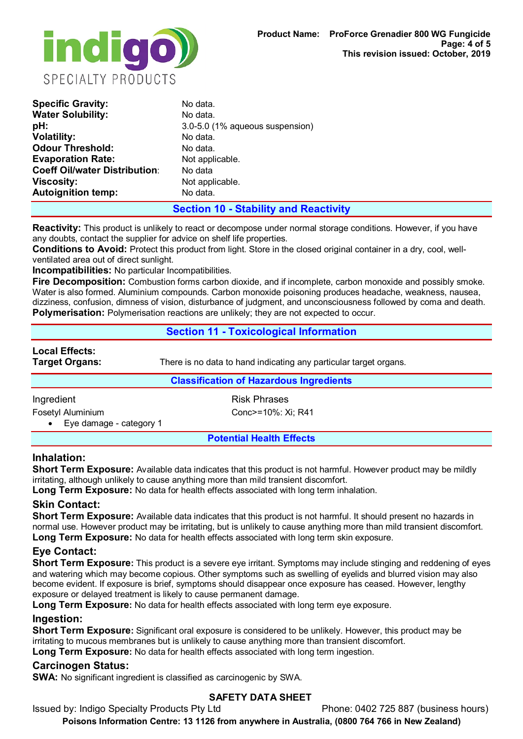| | |
|---|---|
| **Specific Gravity:** | No data. |
| **Water Solubility:** | No data. |
| **pH:** | 3.0-5.0 (1% aqueous suspension) |
| **Volatility:** | No data. |
| **Odour Threshold:** | No data. |
| **Evaporation Rate:** | Not applicable. |
| **Coeff Oil/water Distribution:** | No data |
| **Viscosity:** | Not applicable. |
| **Autoignition temp:** | No data. |

## Section 10 - Stability and Reactivity

**Reactivity:** This product is unlikely to react or decompose under normal storage conditions. However, if you have any doubts, contact the supplier for advice on shelf life properties.
**Conditions to Avoid:** Protect this product from light. Store in the closed original container in a dry, cool, well-ventilated area out of direct sunlight.
**Incompatibilities:** No particular Incompatibilities.
**Fire Decomposition:** Combustion forms carbon dioxide, and if incomplete, carbon monoxide and possibly smoke. Water is also formed. Aluminium compounds. Carbon monoxide poisoning produces headache, weakness, nausea, dizziness, confusion, dimness of vision, disturbance of judgment, and unconsciousness followed by coma and death.
**Polymerisation:** Polymerisation reactions are unlikely; they are not expected to occur.

## Section 11 - Toxicological Information

**Local Effects:**
**Target Organs:** There is no data to hand indicating any particular target organs.

### Classification of Hazardous Ingredients

| Ingredient | Risk Phrases |
|---|---|
| Fosetyl Aluminium<br>• Eye damage - category 1 | Conc>=10%: Xi; R41 |

### Potential Health Effects

### Inhalation:

**Short Term Exposure:** Available data indicates that this product is not harmful. However product may be mildly irritating, although unlikely to cause anything more than mild transient discomfort.
**Long Term Exposure:** No data for health effects associated with long term inhalation.

### Skin Contact:

**Short Term Exposure:** Available data indicates that this product is not harmful. It should present no hazards in normal use. However product may be irritating, but is unlikely to cause anything more than mild transient discomfort.
**Long Term Exposure:** No data for health effects associated with long term skin exposure.

### Eye Contact:

**Short Term Exposure:** This product is a severe eye irritant. Symptoms may include stinging and reddening of eyes and watering which may become copious. Other symptoms such as swelling of eyelids and blurred vision may also become evident. If exposure is brief, symptoms should disappear once exposure has ceased. However, lengthy exposure or delayed treatment is likely to cause permanent damage.
**Long Term Exposure:** No data for health effects associated with long term eye exposure.

### Ingestion:

**Short Term Exposure:** Significant oral exposure is considered to be unlikely. However, this product may be irritating to mucous membranes but is unlikely to cause anything more than transient discomfort.
**Long Term Exposure:** No data for health effects associated with long term ingestion.

### Carcinogen Status:

**SWA:** No significant ingredient is classified as carcinogenic by SWA.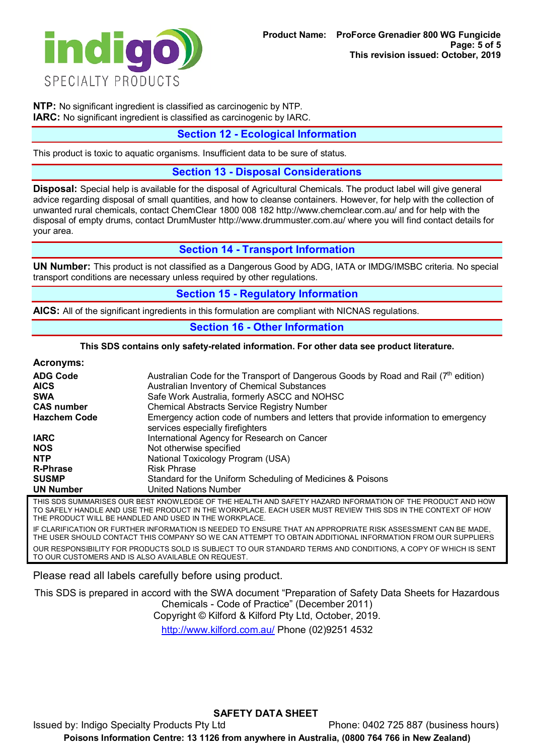**NTP:** No significant ingredient is classified as carcinogenic by NTP.
**IARC:** No significant ingredient is classified as carcinogenic by IARC.

## Section 12 - Ecological Information

This product is toxic to aquatic organisms. Insufficient data to be sure of status.

## Section 13 - Disposal Considerations

**Disposal:** Special help is available for the disposal of Agricultural Chemicals. The product label will give general advice regarding disposal of small quantities, and how to cleanse containers. However, for help with the collection of unwanted rural chemicals, contact ChemClear 1800 008 182 http://www.chemclear.com.au/ and for help with the disposal of empty drums, contact DrumMuster http://www.drummuster.com.au/ where you will find contact details for your area.

## Section 14 - Transport Information

**UN Number:** This product is not classified as a Dangerous Good by ADG, IATA or IMDG/IMSBC criteria. No special transport conditions are necessary unless required by other regulations.

## Section 15 - Regulatory Information

**AICS:** All of the significant ingredients in this formulation are compliant with NICNAS regulations.

## Section 16 - Other Information

**This SDS contains only safety-related information. For other data see product literature.**

**Acronyms:**

| | |
|---|---|
| **ADG Code** | Australian Code for the Transport of Dangerous Goods by Road and Rail (7th edition) |
| **AICS** | Australian Inventory of Chemical Substances |
| **SWA** | Safe Work Australia, formerly ASCC and NOHSC |
| **CAS number** | Chemical Abstracts Service Registry Number |
| **Hazchem Code** | Emergency action code of numbers and letters that provide information to emergency services especially firefighters |
| **IARC** | International Agency for Research on Cancer |
| **NOS** | Not otherwise specified |
| **NTP** | National Toxicology Program (USA) |
| **R-Phrase** | Risk Phrase |
| **SUSMP** | Standard for the Uniform Scheduling of Medicines & Poisons |
| **UN Number** | United Nations Number |

THIS SDS SUMMARISES OUR BEST KNOWLEDGE OF THE HEALTH AND SAFETY HAZARD INFORMATION OF THE PRODUCT AND HOW TO SAFELY HANDLE AND USE THE PRODUCT IN THE WORKPLACE. EACH USER MUST REVIEW THIS SDS IN THE CONTEXT OF HOW THE PRODUCT WILL BE HANDLED AND USED IN THE WORKPLACE.

IF CLARIFICATION OR FURTHER INFORMATION IS NEEDED TO ENSURE THAT AN APPROPRIATE RISK ASSESSMENT CAN BE MADE, THE USER SHOULD CONTACT THIS COMPANY SO WE CAN ATTEMPT TO OBTAIN ADDITIONAL INFORMATION FROM OUR SUPPLIERS

OUR RESPONSIBILITY FOR PRODUCTS SOLD IS SUBJECT TO OUR STANDARD TERMS AND CONDITIONS, A COPY OF WHICH IS SENT TO OUR CUSTOMERS AND IS ALSO AVAILABLE ON REQUEST.

Please read all labels carefully before using product.

This SDS is prepared in accord with the SWA document "Preparation of Safety Data Sheets for Hazardous Chemicals - Code of Practice" (December 2011)
Copyright © Kilford & Kilford Pty Ltd, October, 2019.
http://www.kilford.com.au/ Phone (02)9251 4532